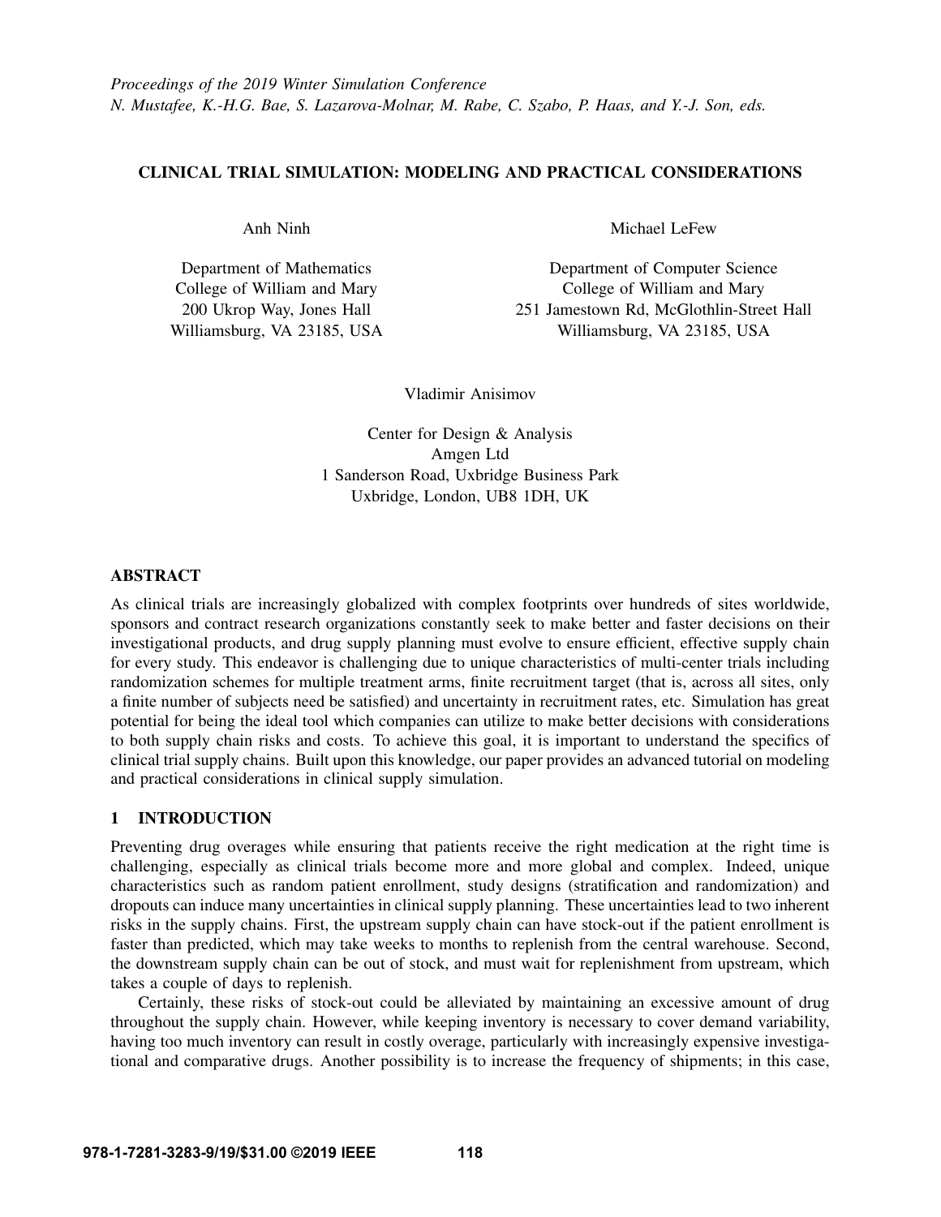*Proceedings of the 2019 Winter Simulation Conference*
*N. Mustafee, K.-H.G. Bae, S. Lazarova-Molnar, M. Rabe, C. Szabo, P. Haas, and Y.-J. Son, eds.*

# CLINICAL TRIAL SIMULATION: MODELING AND PRACTICAL CONSIDERATIONS

Anh Ninh

Department of Mathematics
College of William and Mary
200 Ukrop Way, Jones Hall
Williamsburg, VA 23185, USA

Michael LeFew

Department of Computer Science
College of William and Mary
251 Jamestown Rd, McGlothlin-Street Hall
Williamsburg, VA 23185, USA

Vladimir Anisimov

Center for Design & Analysis
Amgen Ltd
1 Sanderson Road, Uxbridge Business Park
Uxbridge, London, UB8 1DH, UK

## ABSTRACT

As clinical trials are increasingly globalized with complex footprints over hundreds of sites worldwide, sponsors and contract research organizations constantly seek to make better and faster decisions on their investigational products, and drug supply planning must evolve to ensure efficient, effective supply chain for every study. This endeavor is challenging due to unique characteristics of multi-center trials including randomization schemes for multiple treatment arms, finite recruitment target (that is, across all sites, only a finite number of subjects need be satisfied) and uncertainty in recruitment rates, etc. Simulation has great potential for being the ideal tool which companies can utilize to make better decisions with considerations to both supply chain risks and costs. To achieve this goal, it is important to understand the specifics of clinical trial supply chains. Built upon this knowledge, our paper provides an advanced tutorial on modeling and practical considerations in clinical supply simulation.

## 1 INTRODUCTION

Preventing drug overages while ensuring that patients receive the right medication at the right time is challenging, especially as clinical trials become more and more global and complex. Indeed, unique characteristics such as random patient enrollment, study designs (stratification and randomization) and dropouts can induce many uncertainties in clinical supply planning. These uncertainties lead to two inherent risks in the supply chains. First, the upstream supply chain can have stock-out if the patient enrollment is faster than predicted, which may take weeks to months to replenish from the central warehouse. Second, the downstream supply chain can be out of stock, and must wait for replenishment from upstream, which takes a couple of days to replenish.

Certainly, these risks of stock-out could be alleviated by maintaining an excessive amount of drug throughout the supply chain. However, while keeping inventory is necessary to cover demand variability, having too much inventory can result in costly overage, particularly with increasingly expensive investigational and comparative drugs. Another possibility is to increase the frequency of shipments; in this case,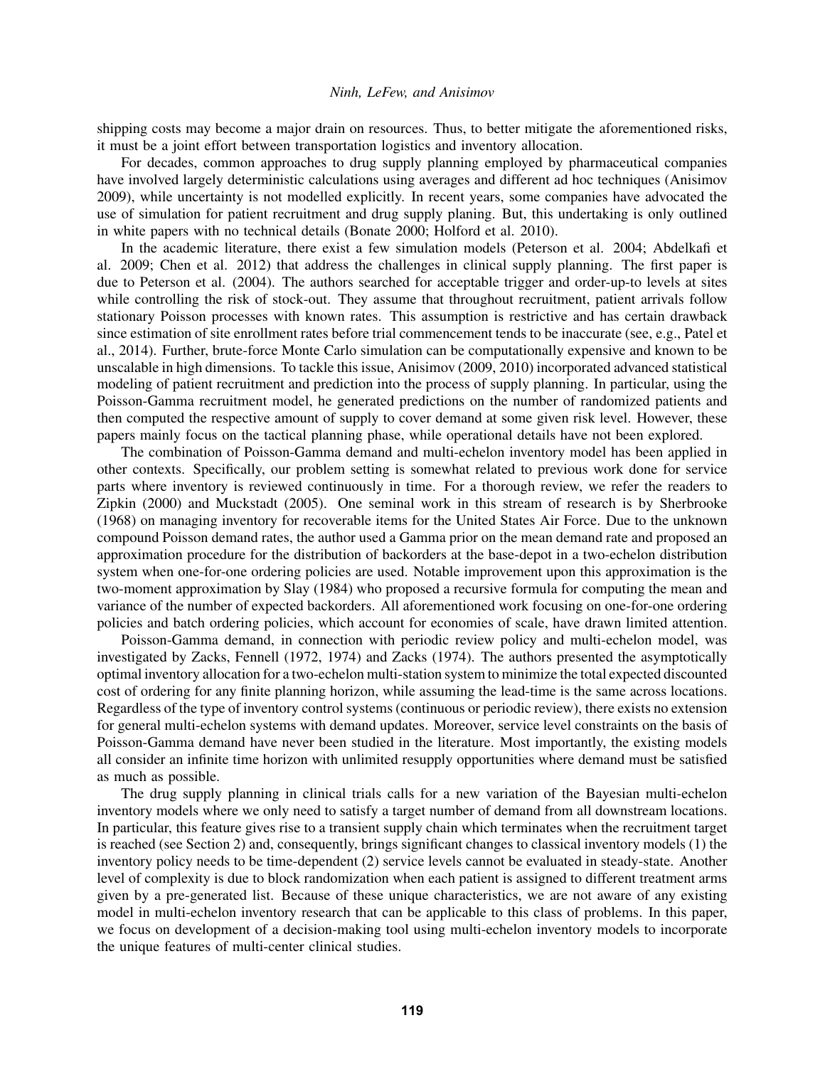shipping costs may become a major drain on resources. Thus, to better mitigate the aforementioned risks, it must be a joint effort between transportation logistics and inventory allocation.

For decades, common approaches to drug supply planning employed by pharmaceutical companies have involved largely deterministic calculations using averages and different ad hoc techniques (Anisimov 2009), while uncertainty is not modelled explicitly. In recent years, some companies have advocated the use of simulation for patient recruitment and drug supply planing. But, this undertaking is only outlined in white papers with no technical details (Bonate 2000; Holford et al. 2010).

In the academic literature, there exist a few simulation models (Peterson et al. 2004; Abdelkafi et al. 2009; Chen et al. 2012) that address the challenges in clinical supply planning. The first paper is due to Peterson et al. (2004). The authors searched for acceptable trigger and order-up-to levels at sites while controlling the risk of stock-out. They assume that throughout recruitment, patient arrivals follow stationary Poisson processes with known rates. This assumption is restrictive and has certain drawback since estimation of site enrollment rates before trial commencement tends to be inaccurate (see, e.g., Patel et al., 2014). Further, brute-force Monte Carlo simulation can be computationally expensive and known to be unscalable in high dimensions. To tackle this issue, Anisimov (2009, 2010) incorporated advanced statistical modeling of patient recruitment and prediction into the process of supply planning. In particular, using the Poisson-Gamma recruitment model, he generated predictions on the number of randomized patients and then computed the respective amount of supply to cover demand at some given risk level. However, these papers mainly focus on the tactical planning phase, while operational details have not been explored.

The combination of Poisson-Gamma demand and multi-echelon inventory model has been applied in other contexts. Specifically, our problem setting is somewhat related to previous work done for service parts where inventory is reviewed continuously in time. For a thorough review, we refer the readers to Zipkin (2000) and Muckstadt (2005). One seminal work in this stream of research is by Sherbrooke (1968) on managing inventory for recoverable items for the United States Air Force. Due to the unknown compound Poisson demand rates, the author used a Gamma prior on the mean demand rate and proposed an approximation procedure for the distribution of backorders at the base-depot in a two-echelon distribution system when one-for-one ordering policies are used. Notable improvement upon this approximation is the two-moment approximation by Slay (1984) who proposed a recursive formula for computing the mean and variance of the number of expected backorders. All aforementioned work focusing on one-for-one ordering policies and batch ordering policies, which account for economies of scale, have drawn limited attention.

Poisson-Gamma demand, in connection with periodic review policy and multi-echelon model, was investigated by Zacks, Fennell (1972, 1974) and Zacks (1974). The authors presented the asymptotically optimal inventory allocation for a two-echelon multi-station system to minimize the total expected discounted cost of ordering for any finite planning horizon, while assuming the lead-time is the same across locations. Regardless of the type of inventory control systems (continuous or periodic review), there exists no extension for general multi-echelon systems with demand updates. Moreover, service level constraints on the basis of Poisson-Gamma demand have never been studied in the literature. Most importantly, the existing models all consider an infinite time horizon with unlimited resupply opportunities where demand must be satisfied as much as possible.

The drug supply planning in clinical trials calls for a new variation of the Bayesian multi-echelon inventory models where we only need to satisfy a target number of demand from all downstream locations. In particular, this feature gives rise to a transient supply chain which terminates when the recruitment target is reached (see Section 2) and, consequently, brings significant changes to classical inventory models (1) the inventory policy needs to be time-dependent (2) service levels cannot be evaluated in steady-state. Another level of complexity is due to block randomization when each patient is assigned to different treatment arms given by a pre-generated list. Because of these unique characteristics, we are not aware of any existing model in multi-echelon inventory research that can be applicable to this class of problems. In this paper, we focus on development of a decision-making tool using multi-echelon inventory models to incorporate the unique features of multi-center clinical studies.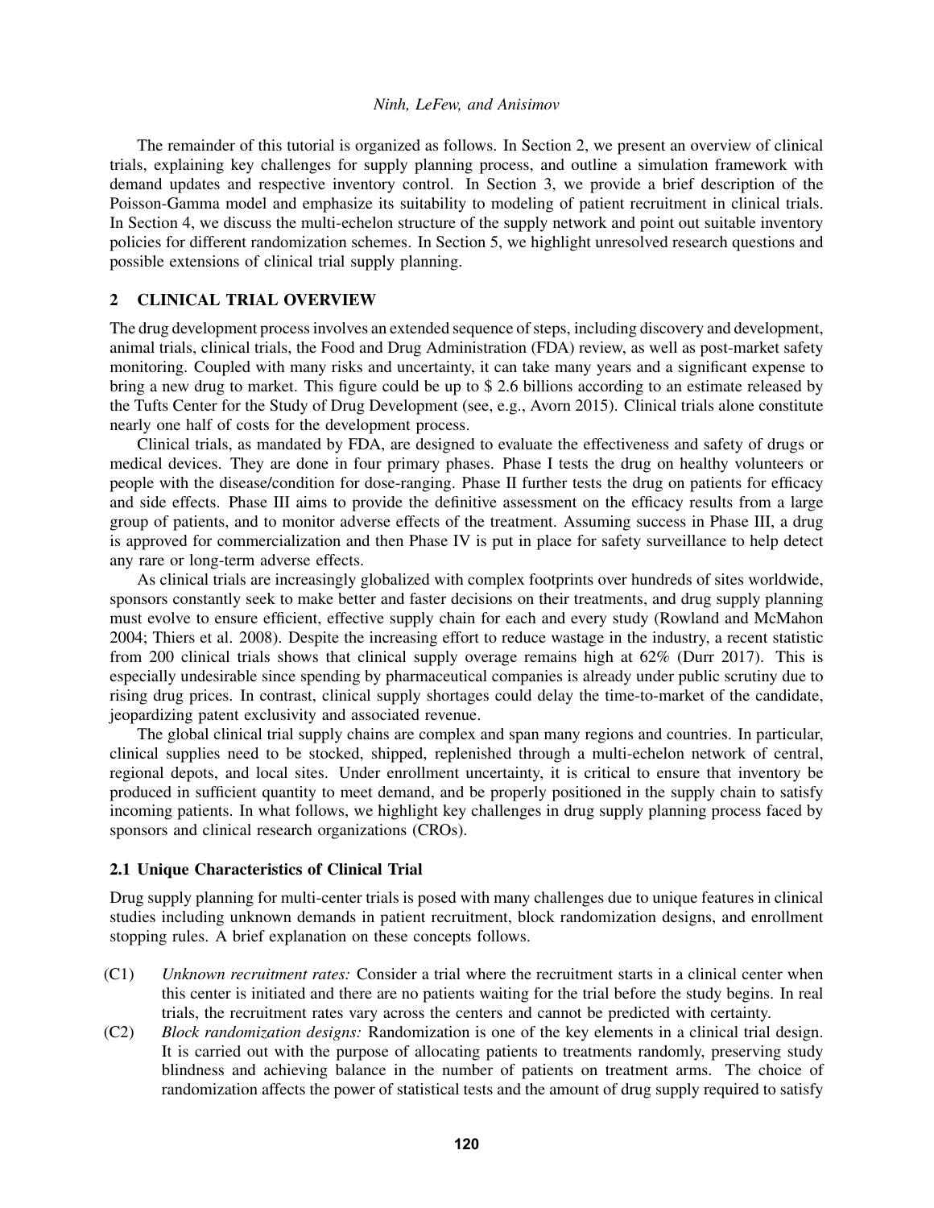The remainder of this tutorial is organized as follows. In Section 2, we present an overview of clinical trials, explaining key challenges for supply planning process, and outline a simulation framework with demand updates and respective inventory control. In Section 3, we provide a brief description of the Poisson-Gamma model and emphasize its suitability to modeling of patient recruitment in clinical trials. In Section 4, we discuss the multi-echelon structure of the supply network and point out suitable inventory policies for different randomization schemes. In Section 5, we highlight unresolved research questions and possible extensions of clinical trial supply planning.

## 2 CLINICAL TRIAL OVERVIEW

The drug development process involves an extended sequence of steps, including discovery and development, animal trials, clinical trials, the Food and Drug Administration (FDA) review, as well as post-market safety monitoring. Coupled with many risks and uncertainty, it can take many years and a significant expense to bring a new drug to market. This figure could be up to $ 2.6 billions according to an estimate released by the Tufts Center for the Study of Drug Development (see, e.g., Avorn 2015). Clinical trials alone constitute nearly one half of costs for the development process.

Clinical trials, as mandated by FDA, are designed to evaluate the effectiveness and safety of drugs or medical devices. They are done in four primary phases. Phase I tests the drug on healthy volunteers or people with the disease/condition for dose-ranging. Phase II further tests the drug on patients for efficacy and side effects. Phase III aims to provide the definitive assessment on the efficacy results from a large group of patients, and to monitor adverse effects of the treatment. Assuming success in Phase III, a drug is approved for commercialization and then Phase IV is put in place for safety surveillance to help detect any rare or long-term adverse effects.

As clinical trials are increasingly globalized with complex footprints over hundreds of sites worldwide, sponsors constantly seek to make better and faster decisions on their treatments, and drug supply planning must evolve to ensure efficient, effective supply chain for each and every study (Rowland and McMahon 2004; Thiers et al. 2008). Despite the increasing effort to reduce wastage in the industry, a recent statistic from 200 clinical trials shows that clinical supply overage remains high at 62% (Durr 2017). This is especially undesirable since spending by pharmaceutical companies is already under public scrutiny due to rising drug prices. In contrast, clinical supply shortages could delay the time-to-market of the candidate, jeopardizing patent exclusivity and associated revenue.

The global clinical trial supply chains are complex and span many regions and countries. In particular, clinical supplies need to be stocked, shipped, replenished through a multi-echelon network of central, regional depots, and local sites. Under enrollment uncertainty, it is critical to ensure that inventory be produced in sufficient quantity to meet demand, and be properly positioned in the supply chain to satisfy incoming patients. In what follows, we highlight key challenges in drug supply planning process faced by sponsors and clinical research organizations (CROs).

### 2.1 Unique Characteristics of Clinical Trial

Drug supply planning for multi-center trials is posed with many challenges due to unique features in clinical studies including unknown demands in patient recruitment, block randomization designs, and enrollment stopping rules. A brief explanation on these concepts follows.

- (C1) *Unknown recruitment rates:* Consider a trial where the recruitment starts in a clinical center when this center is initiated and there are no patients waiting for the trial before the study begins. In real trials, the recruitment rates vary across the centers and cannot be predicted with certainty.
- (C2) *Block randomization designs:* Randomization is one of the key elements in a clinical trial design. It is carried out with the purpose of allocating patients to treatments randomly, preserving study blindness and achieving balance in the number of patients on treatment arms. The choice of randomization affects the power of statistical tests and the amount of drug supply required to satisfy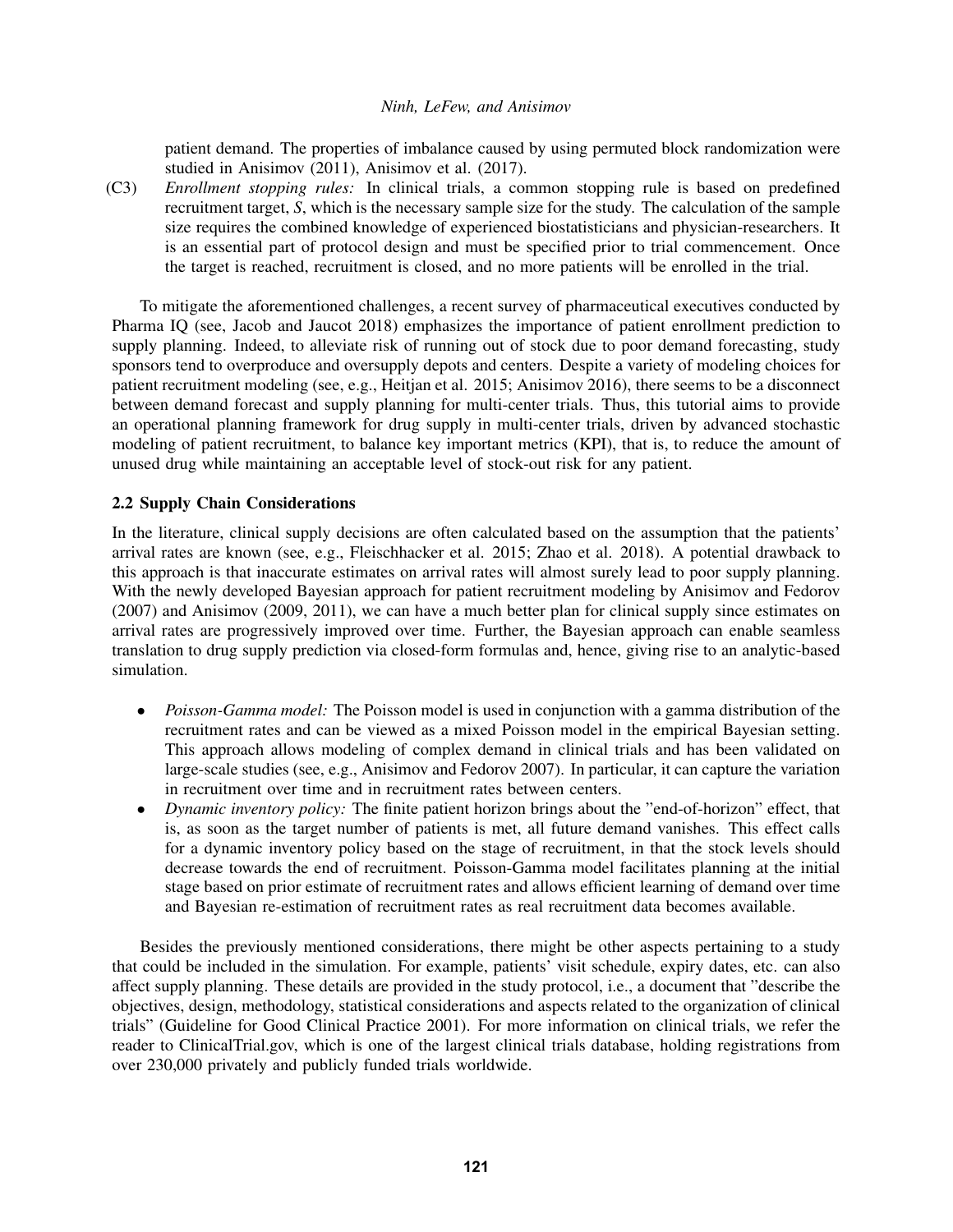patient demand. The properties of imbalance caused by using permuted block randomization were studied in Anisimov (2011), Anisimov et al. (2017).

(C3) *Enrollment stopping rules:* In clinical trials, a common stopping rule is based on predefined recruitment target, $S$, which is the necessary sample size for the study. The calculation of the sample size requires the combined knowledge of experienced biostatisticians and physician-researchers. It is an essential part of protocol design and must be specified prior to trial commencement. Once the target is reached, recruitment is closed, and no more patients will be enrolled in the trial.

To mitigate the aforementioned challenges, a recent survey of pharmaceutical executives conducted by Pharma IQ (see, Jacob and Jaucot 2018) emphasizes the importance of patient enrollment prediction to supply planning. Indeed, to alleviate risk of running out of stock due to poor demand forecasting, study sponsors tend to overproduce and oversupply depots and centers. Despite a variety of modeling choices for patient recruitment modeling (see, e.g., Heitjan et al. 2015; Anisimov 2016), there seems to be a disconnect between demand forecast and supply planning for multi-center trials. Thus, this tutorial aims to provide an operational planning framework for drug supply in multi-center trials, driven by advanced stochastic modeling of patient recruitment, to balance key important metrics (KPI), that is, to reduce the amount of unused drug while maintaining an acceptable level of stock-out risk for any patient.

### 2.2 Supply Chain Considerations

In the literature, clinical supply decisions are often calculated based on the assumption that the patients' arrival rates are known (see, e.g., Fleischhacker et al. 2015; Zhao et al. 2018). A potential drawback to this approach is that inaccurate estimates on arrival rates will almost surely lead to poor supply planning. With the newly developed Bayesian approach for patient recruitment modeling by Anisimov and Fedorov (2007) and Anisimov (2009, 2011), we can have a much better plan for clinical supply since estimates on arrival rates are progressively improved over time. Further, the Bayesian approach can enable seamless translation to drug supply prediction via closed-form formulas and, hence, giving rise to an analytic-based simulation.

- *Poisson-Gamma model:* The Poisson model is used in conjunction with a gamma distribution of the recruitment rates and can be viewed as a mixed Poisson model in the empirical Bayesian setting. This approach allows modeling of complex demand in clinical trials and has been validated on large-scale studies (see, e.g., Anisimov and Fedorov 2007). In particular, it can capture the variation in recruitment over time and in recruitment rates between centers.
- *Dynamic inventory policy:* The finite patient horizon brings about the "end-of-horizon" effect, that is, as soon as the target number of patients is met, all future demand vanishes. This effect calls for a dynamic inventory policy based on the stage of recruitment, in that the stock levels should decrease towards the end of recruitment. Poisson-Gamma model facilitates planning at the initial stage based on prior estimate of recruitment rates and allows efficient learning of demand over time and Bayesian re-estimation of recruitment rates as real recruitment data becomes available.

Besides the previously mentioned considerations, there might be other aspects pertaining to a study that could be included in the simulation. For example, patients' visit schedule, expiry dates, etc. can also affect supply planning. These details are provided in the study protocol, i.e., a document that "describe the objectives, design, methodology, statistical considerations and aspects related to the organization of clinical trials" (Guideline for Good Clinical Practice 2001). For more information on clinical trials, we refer the reader to ClinicalTrial.gov, which is one of the largest clinical trials database, holding registrations from over 230,000 privately and publicly funded trials worldwide.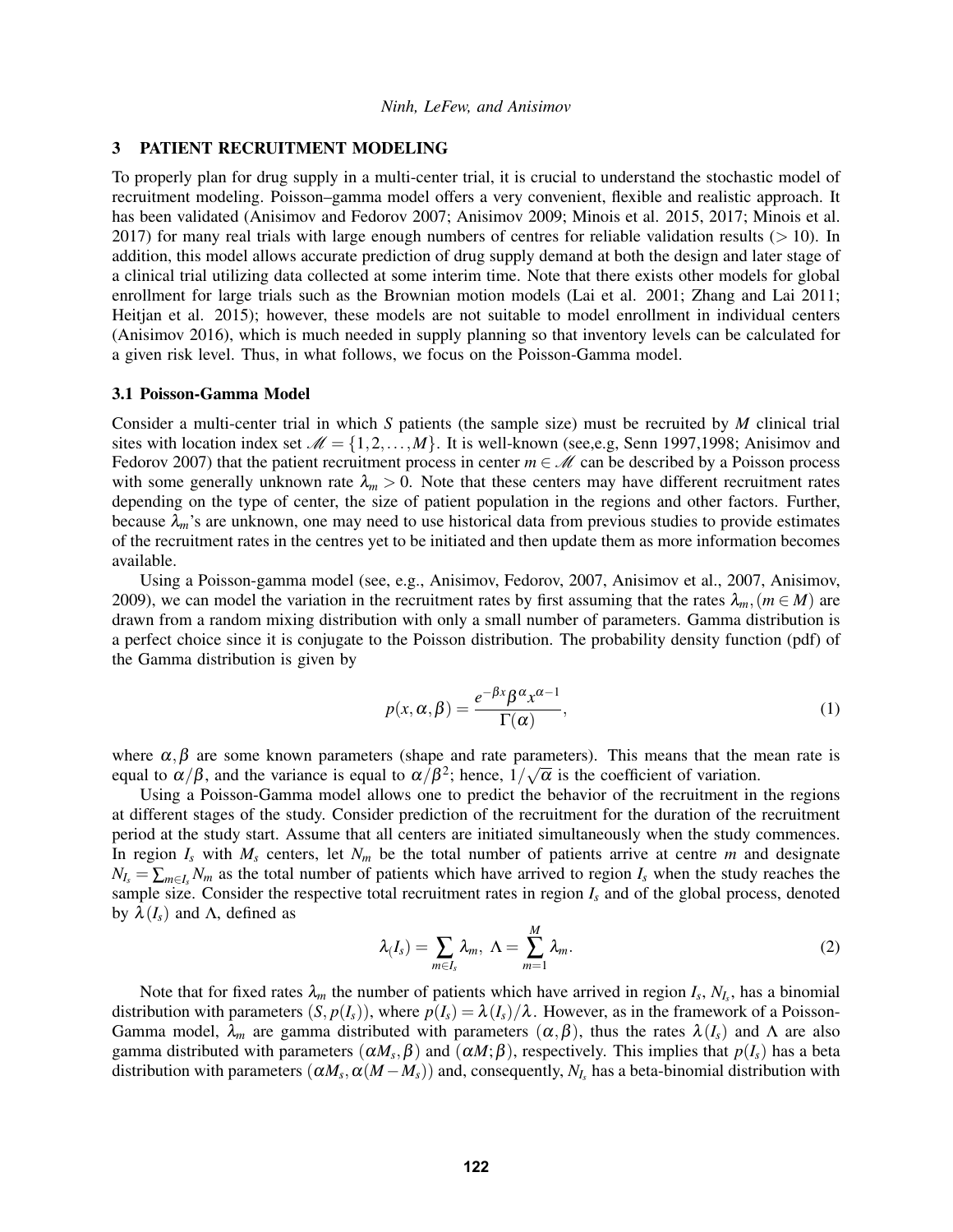## 3 PATIENT RECRUITMENT MODELING

To properly plan for drug supply in a multi-center trial, it is crucial to understand the stochastic model of recruitment modeling. Poisson–gamma model offers a very convenient, flexible and realistic approach. It has been validated (Anisimov and Fedorov 2007; Anisimov 2009; Minois et al. 2015, 2017; Minois et al. 2017) for many real trials with large enough numbers of centres for reliable validation results ($>10$). In addition, this model allows accurate prediction of drug supply demand at both the design and later stage of a clinical trial utilizing data collected at some interim time. Note that there exists other models for global enrollment for large trials such as the Brownian motion models (Lai et al. 2001; Zhang and Lai 2011; Heitjan et al. 2015); however, these models are not suitable to model enrollment in individual centers (Anisimov 2016), which is much needed in supply planning so that inventory levels can be calculated for a given risk level. Thus, in what follows, we focus on the Poisson-Gamma model.

### 3.1 Poisson-Gamma Model

Consider a multi-center trial in which $S$ patients (the sample size) must be recruited by $M$ clinical trial sites with location index set $\mathscr{M} = \{1,2,\ldots,M\}$. It is well-known (see,e.g, Senn 1997,1998; Anisimov and Fedorov 2007) that the patient recruitment process in center $m \in \mathscr{M}$ can be described by a Poisson process with some generally unknown rate $\lambda_m > 0$. Note that these centers may have different recruitment rates depending on the type of center, the size of patient population in the regions and other factors. Further, because $\lambda_m$'s are unknown, one may need to use historical data from previous studies to provide estimates of the recruitment rates in the centres yet to be initiated and then update them as more information becomes available.

Using a Poisson-gamma model (see, e.g., Anisimov, Fedorov, 2007, Anisimov et al., 2007, Anisimov, 2009), we can model the variation in the recruitment rates by first assuming that the rates $\lambda_m, (m \in M)$ are drawn from a random mixing distribution with only a small number of parameters. Gamma distribution is a perfect choice since it is conjugate to the Poisson distribution. The probability density function (pdf) of the Gamma distribution is given by

$$p(x,\alpha,\beta) = \frac{e^{-\beta x}\beta^{\alpha}x^{\alpha-1}}{\Gamma(\alpha)}, \tag{1}$$

where $\alpha, \beta$ are some known parameters (shape and rate parameters). This means that the mean rate is equal to $\alpha/\beta$, and the variance is equal to $\alpha/\beta^2$; hence, $1/\sqrt{\alpha}$ is the coefficient of variation.

Using a Poisson-Gamma model allows one to predict the behavior of the recruitment in the regions at different stages of the study. Consider prediction of the recruitment for the duration of the recruitment period at the study start. Assume that all centers are initiated simultaneously when the study commences. In region $I_s$ with $M_s$ centers, let $N_m$ be the total number of patients arrive at centre $m$ and designate $N_{I_s} = \sum_{m \in I_s} N_m$ as the total number of patients which have arrived to region $I_s$ when the study reaches the sample size. Consider the respective total recruitment rates in region $I_s$ and of the global process, denoted by $\lambda(I_s)$ and $\Lambda$, defined as

$$\lambda_(I_s) = \sum_{m \in I_s} \lambda_m, \ \Lambda = \sum_{m=1}^{M} \lambda_m. \tag{2}$$

Note that for fixed rates $\lambda_m$ the number of patients which have arrived in region $I_s$, $N_{I_s}$, has a binomial distribution with parameters $(S, p(I_s))$, where $p(I_s) = \lambda(I_s)/\lambda$. However, as in the framework of a Poisson-Gamma model, $\lambda_m$ are gamma distributed with parameters $(\alpha,\beta)$, thus the rates $\lambda(I_s)$ and $\Lambda$ are also gamma distributed with parameters $(\alpha M_s, \beta)$ and $(\alpha M; \beta)$, respectively. This implies that $p(I_s)$ has a beta distribution with parameters $(\alpha M_s, \alpha(M - M_s))$ and, consequently, $N_{I_s}$ has a beta-binomial distribution with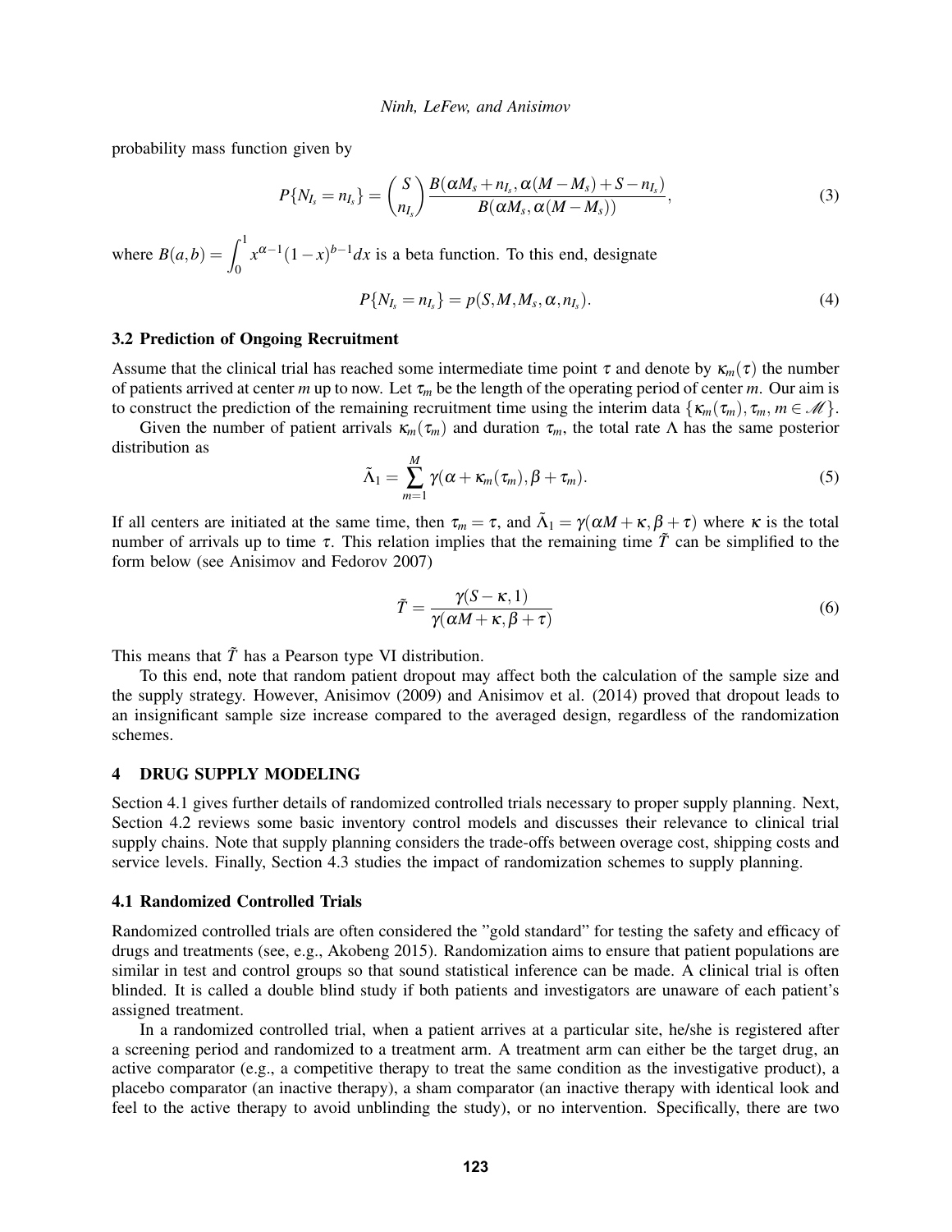probability mass function given by

$$P\{N_{I_s} = n_{I_s}\} = \binom{S}{n_{I_s}} \frac{B(\alpha M_s + n_{I_s}, \alpha(M - M_s) + S - n_{I_s})}{B(\alpha M_s, \alpha(M - M_s))}, \tag{3}$$

where $B(a,b) = \int_0^1 x^{\alpha-1}(1-x)^{b-1}dx$ is a beta function. To this end, designate

$$P\{N_{I_s} = n_{I_s}\} = p(S, M, M_s, \alpha, n_{I_s}). \tag{4}$$

### 3.2 Prediction of Ongoing Recruitment

Assume that the clinical trial has reached some intermediate time point $\tau$ and denote by $\kappa_m(\tau)$ the number of patients arrived at center $m$ up to now. Let $\tau_m$ be the length of the operating period of center $m$. Our aim is to construct the prediction of the remaining recruitment time using the interim data $\{\kappa_m(\tau_m), \tau_m, m \in \mathscr{M}\}$.

Given the number of patient arrivals $\kappa_m(\tau_m)$ and duration $\tau_m$, the total rate $\Lambda$ has the same posterior distribution as

$$\tilde{\Lambda}_1 = \sum_{m=1}^{M} \gamma(\alpha + \kappa_m(\tau_m), \beta + \tau_m). \tag{5}$$

If all centers are initiated at the same time, then $\tau_m = \tau$, and $\tilde{\Lambda}_1 = \gamma(\alpha M + \kappa, \beta + \tau)$ where $\kappa$ is the total number of arrivals up to time $\tau$. This relation implies that the remaining time $\tilde{T}$ can be simplified to the form below (see Anisimov and Fedorov 2007)

$$\tilde{T} = \frac{\gamma(S - \kappa, 1)}{\gamma(\alpha M + \kappa, \beta + \tau)} \tag{6}$$

This means that $\tilde{T}$ has a Pearson type VI distribution.

To this end, note that random patient dropout may affect both the calculation of the sample size and the supply strategy. However, Anisimov (2009) and Anisimov et al. (2014) proved that dropout leads to an insignificant sample size increase compared to the averaged design, regardless of the randomization schemes.

## 4 DRUG SUPPLY MODELING

Section 4.1 gives further details of randomized controlled trials necessary to proper supply planning. Next, Section 4.2 reviews some basic inventory control models and discusses their relevance to clinical trial supply chains. Note that supply planning considers the trade-offs between overage cost, shipping costs and service levels. Finally, Section 4.3 studies the impact of randomization schemes to supply planning.

### 4.1 Randomized Controlled Trials

Randomized controlled trials are often considered the "gold standard" for testing the safety and efficacy of drugs and treatments (see, e.g., Akobeng 2015). Randomization aims to ensure that patient populations are similar in test and control groups so that sound statistical inference can be made. A clinical trial is often blinded. It is called a double blind study if both patients and investigators are unaware of each patient's assigned treatment.

In a randomized controlled trial, when a patient arrives at a particular site, he/she is registered after a screening period and randomized to a treatment arm. A treatment arm can either be the target drug, an active comparator (e.g., a competitive therapy to treat the same condition as the investigative product), a placebo comparator (an inactive therapy), a sham comparator (an inactive therapy with identical look and feel to the active therapy to avoid unblinding the study), or no intervention. Specifically, there are two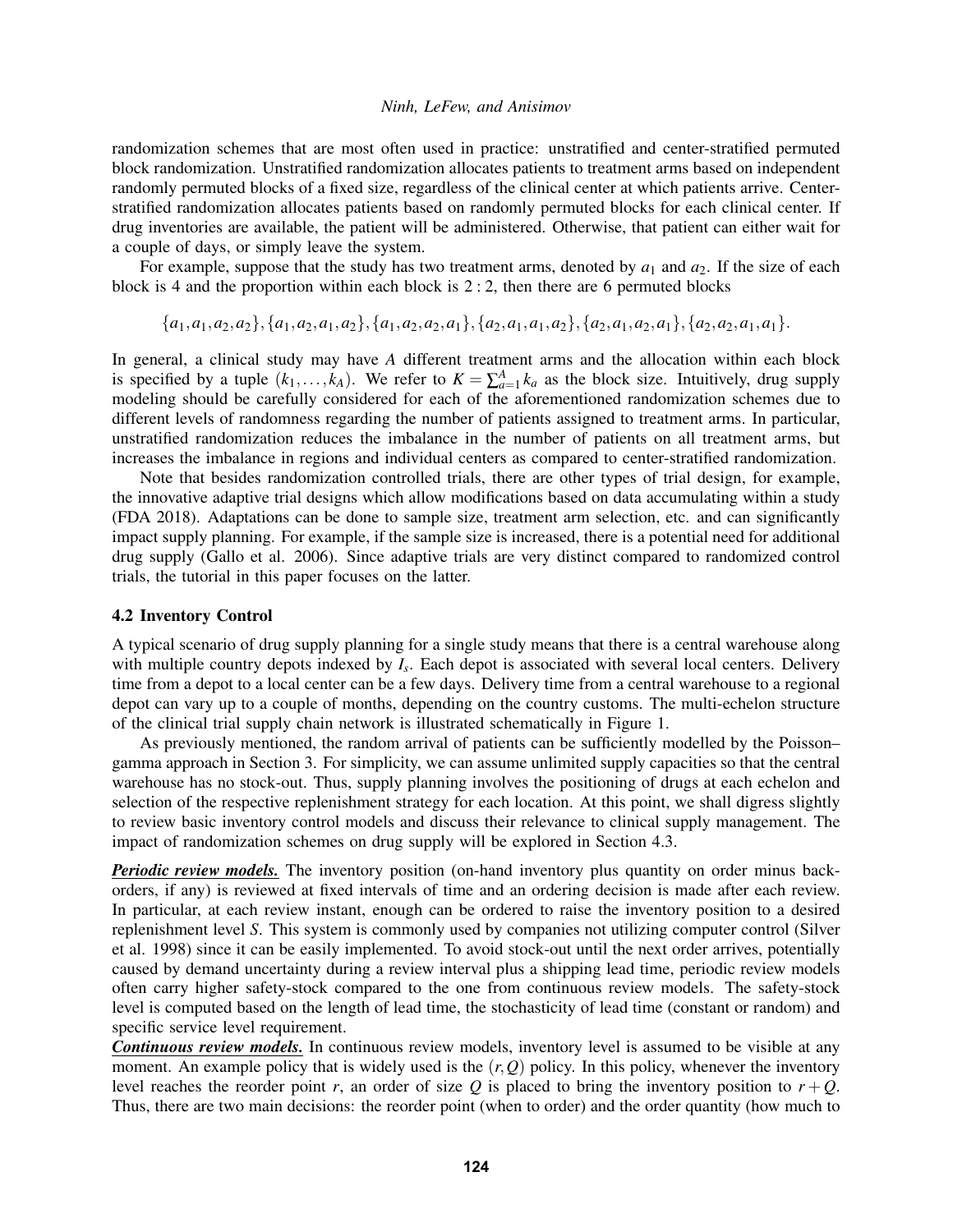randomization schemes that are most often used in practice: unstratified and center-stratified permuted block randomization. Unstratified randomization allocates patients to treatment arms based on independent randomly permuted blocks of a fixed size, regardless of the clinical center at which patients arrive. Center-stratified randomization allocates patients based on randomly permuted blocks for each clinical center. If drug inventories are available, the patient will be administered. Otherwise, that patient can either wait for a couple of days, or simply leave the system.

For example, suppose that the study has two treatment arms, denoted by $a_1$ and $a_2$. If the size of each block is 4 and the proportion within each block is $2:2$, then there are 6 permuted blocks

$$\{a_1,a_1,a_2,a_2\},\{a_1,a_2,a_1,a_2\},\{a_1,a_2,a_2,a_1\},\{a_2,a_1,a_1,a_2\},\{a_2,a_1,a_2,a_1\},\{a_2,a_2,a_1,a_1\}.$$

In general, a clinical study may have $A$ different treatment arms and the allocation within each block is specified by a tuple $(k_1,\ldots,k_A)$. We refer to $K=\sum_{a=1}^{A} k_a$ as the block size. Intuitively, drug supply modeling should be carefully considered for each of the aforementioned randomization schemes due to different levels of randomness regarding the number of patients assigned to treatment arms. In particular, unstratified randomization reduces the imbalance in the number of patients on all treatment arms, but increases the imbalance in regions and individual centers as compared to center-stratified randomization.

Note that besides randomization controlled trials, there are other types of trial design, for example, the innovative adaptive trial designs which allow modifications based on data accumulating within a study (FDA 2018). Adaptations can be done to sample size, treatment arm selection, etc. and can significantly impact supply planning. For example, if the sample size is increased, there is a potential need for additional drug supply (Gallo et al. 2006). Since adaptive trials are very distinct compared to randomized control trials, the tutorial in this paper focuses on the latter.

### 4.2 Inventory Control

A typical scenario of drug supply planning for a single study means that there is a central warehouse along with multiple country depots indexed by $I_s$. Each depot is associated with several local centers. Delivery time from a depot to a local center can be a few days. Delivery time from a central warehouse to a regional depot can vary up to a couple of months, depending on the country customs. The multi-echelon structure of the clinical trial supply chain network is illustrated schematically in Figure 1.

As previously mentioned, the random arrival of patients can be sufficiently modelled by the Poisson–gamma approach in Section 3. For simplicity, we can assume unlimited supply capacities so that the central warehouse has no stock-out. Thus, supply planning involves the positioning of drugs at each echelon and selection of the respective replenishment strategy for each location. At this point, we shall digress slightly to review basic inventory control models and discuss their relevance to clinical supply management. The impact of randomization schemes on drug supply will be explored in Section 4.3.

***Periodic review models.*** The inventory position (on-hand inventory plus quantity on order minus backorders, if any) is reviewed at fixed intervals of time and an ordering decision is made after each review. In particular, at each review instant, enough can be ordered to raise the inventory position to a desired replenishment level $S$. This system is commonly used by companies not utilizing computer control (Silver et al. 1998) since it can be easily implemented. To avoid stock-out until the next order arrives, potentially caused by demand uncertainty during a review interval plus a shipping lead time, periodic review models often carry higher safety-stock compared to the one from continuous review models. The safety-stock level is computed based on the length of lead time, the stochasticity of lead time (constant or random) and specific service level requirement.

***Continuous review models.*** In continuous review models, inventory level is assumed to be visible at any moment. An example policy that is widely used is the $(r,Q)$ policy. In this policy, whenever the inventory level reaches the reorder point $r$, an order of size $Q$ is placed to bring the inventory position to $r+Q$. Thus, there are two main decisions: the reorder point (when to order) and the order quantity (how much to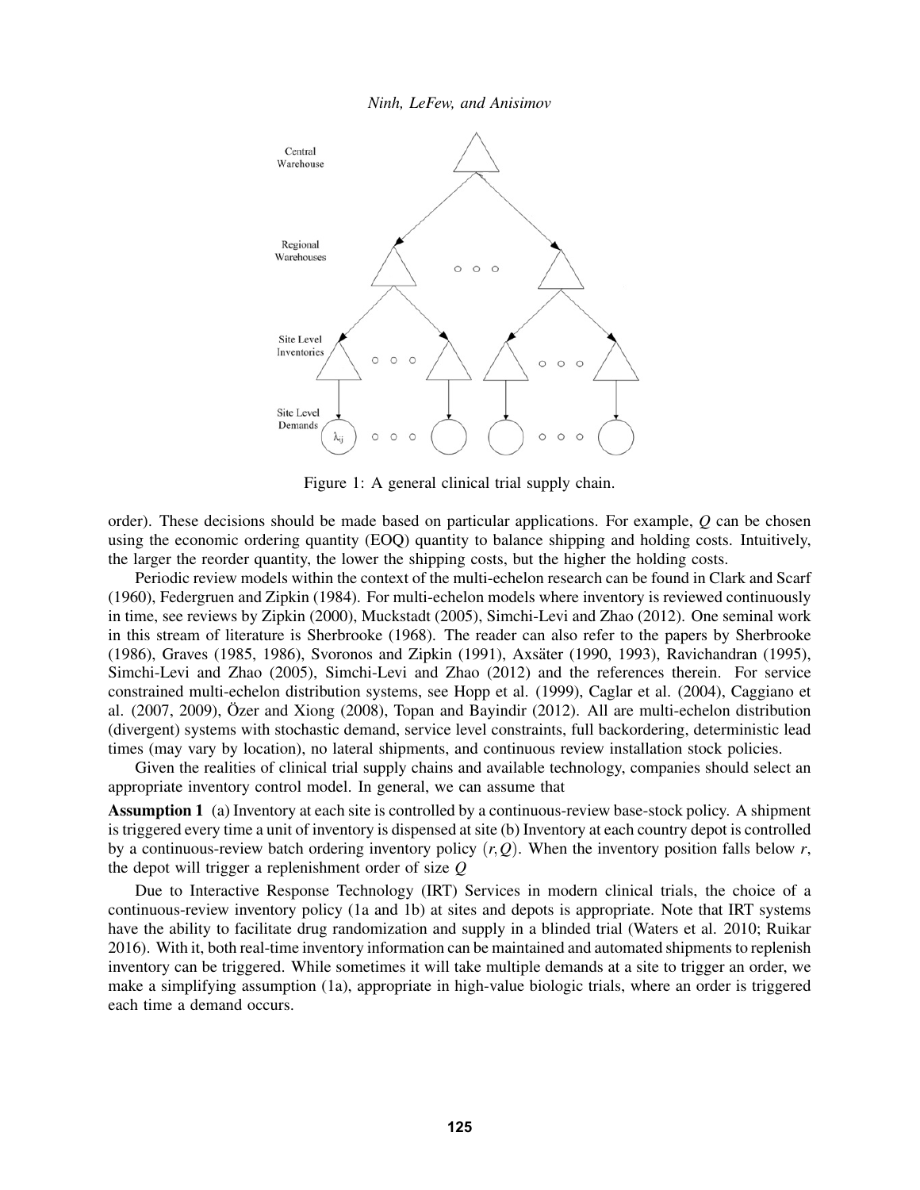Figure 1: A general clinical trial supply chain.

order). These decisions should be made based on particular applications. For example, $Q$ can be chosen using the economic ordering quantity (EOQ) quantity to balance shipping and holding costs. Intuitively, the larger the reorder quantity, the lower the shipping costs, but the higher the holding costs.

Periodic review models within the context of the multi-echelon research can be found in Clark and Scarf (1960), Federgruen and Zipkin (1984). For multi-echelon models where inventory is reviewed continuously in time, see reviews by Zipkin (2000), Muckstadt (2005), Simchi-Levi and Zhao (2012). One seminal work in this stream of literature is Sherbrooke (1968). The reader can also refer to the papers by Sherbrooke (1986), Graves (1985, 1986), Svoronos and Zipkin (1991), Axsäter (1990, 1993), Ravichandran (1995), Simchi-Levi and Zhao (2005), Simchi-Levi and Zhao (2012) and the references therein. For service constrained multi-echelon distribution systems, see Hopp et al. (1999), Caglar et al. (2004), Caggiano et al. (2007, 2009), Özer and Xiong (2008), Topan and Bayindir (2012). All are multi-echelon distribution (divergent) systems with stochastic demand, service level constraints, full backordering, deterministic lead times (may vary by location), no lateral shipments, and continuous review installation stock policies.

Given the realities of clinical trial supply chains and available technology, companies should select an appropriate inventory control model. In general, we can assume that

**Assumption 1** (a) Inventory at each site is controlled by a continuous-review base-stock policy. A shipment is triggered every time a unit of inventory is dispensed at site (b) Inventory at each country depot is controlled by a continuous-review batch ordering inventory policy $(r, Q)$. When the inventory position falls below $r$, the depot will trigger a replenishment order of size $Q$

Due to Interactive Response Technology (IRT) Services in modern clinical trials, the choice of a continuous-review inventory policy (1a and 1b) at sites and depots is appropriate. Note that IRT systems have the ability to facilitate drug randomization and supply in a blinded trial (Waters et al. 2010; Ruikar 2016). With it, both real-time inventory information can be maintained and automated shipments to replenish inventory can be triggered. While sometimes it will take multiple demands at a site to trigger an order, we make a simplifying assumption (1a), appropriate in high-value biologic trials, where an order is triggered each time a demand occurs.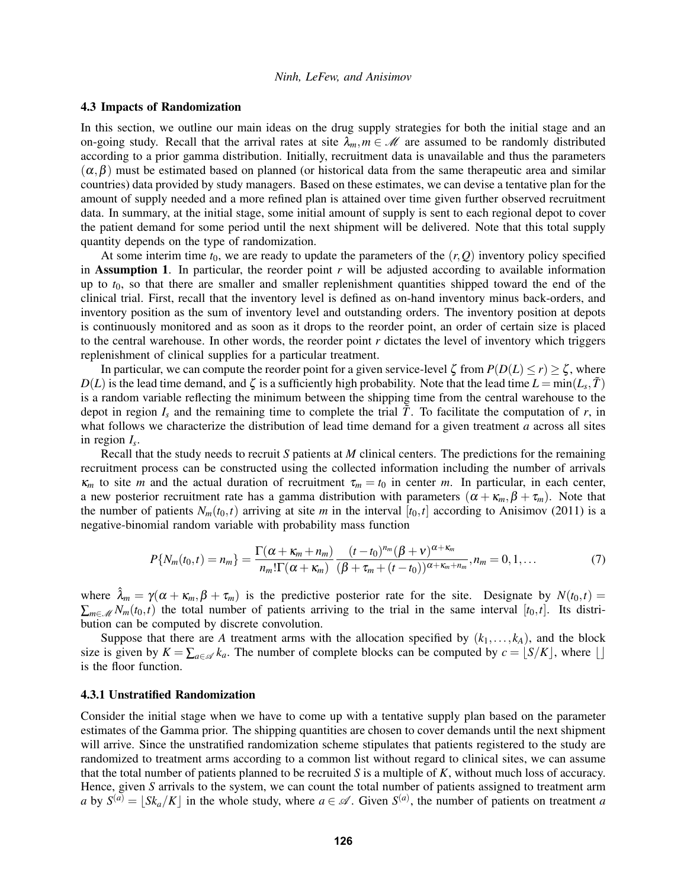### 4.3 Impacts of Randomization

In this section, we outline our main ideas on the drug supply strategies for both the initial stage and an on-going study. Recall that the arrival rates at site $\lambda_m, m \in \mathscr{M}$ are assumed to be randomly distributed according to a prior gamma distribution. Initially, recruitment data is unavailable and thus the parameters $(\alpha, \beta)$ must be estimated based on planned (or historical data from the same therapeutic area and similar countries) data provided by study managers. Based on these estimates, we can devise a tentative plan for the amount of supply needed and a more refined plan is attained over time given further observed recruitment data. In summary, at the initial stage, some initial amount of supply is sent to each regional depot to cover the patient demand for some period until the next shipment will be delivered. Note that this total supply quantity depends on the type of randomization.

At some interim time $t_0$, we are ready to update the parameters of the $(r, Q)$ inventory policy specified in **Assumption 1**. In particular, the reorder point $r$ will be adjusted according to available information up to $t_0$, so that there are smaller and smaller replenishment quantities shipped toward the end of the clinical trial. First, recall that the inventory level is defined as on-hand inventory minus back-orders, and inventory position as the sum of inventory level and outstanding orders. The inventory position at depots is continuously monitored and as soon as it drops to the reorder point, an order of certain size is placed to the central warehouse. In other words, the reorder point $r$ dictates the level of inventory which triggers replenishment of clinical supplies for a particular treatment.

In particular, we can compute the reorder point for a given service-level $\zeta$ from $P(D(L) \leq r) \geq \zeta$, where $D(L)$ is the lead time demand, and $\zeta$ is a sufficiently high probability. Note that the lead time $L = \min(L_s, \tilde{T})$ is a random variable reflecting the minimum between the shipping time from the central warehouse to the depot in region $I_s$ and the remaining time to complete the trial $\tilde{T}$. To facilitate the computation of $r$, in what follows we characterize the distribution of lead time demand for a given treatment $a$ across all sites in region $I_s$.

Recall that the study needs to recruit $S$ patients at $M$ clinical centers. The predictions for the remaining recruitment process can be constructed using the collected information including the number of arrivals $\kappa_m$ to site $m$ and the actual duration of recruitment $\tau_m = t_0$ in center $m$. In particular, in each center, a new posterior recruitment rate has a gamma distribution with parameters $(\alpha + \kappa_m, \beta + \tau_m)$. Note that the number of patients $N_m(t_0, t)$ arriving at site $m$ in the interval $[t_0, t]$ according to Anisimov (2011) is a negative-binomial random variable with probability mass function

$$P\{N_m(t_0,t) = n_m\} = \frac{\Gamma(\alpha + \kappa_m + n_m)}{n_m! \Gamma(\alpha + \kappa_m)} \frac{(t-t_0)^{n_m} (\beta + \nu)^{\alpha + \kappa_m}}{(\beta + \tau_m + (t-t_0))^{\alpha + \kappa_m + n_m}}, n_m = 0, 1, \ldots \tag{7}$$

where $\hat{\lambda}_m = \gamma(\alpha + \kappa_m, \beta + \tau_m)$ is the predictive posterior rate for the site. Designate by $N(t_0,t) = \sum_{m \in \mathscr{M}} N_m(t_0,t)$ the total number of patients arriving to the trial in the same interval $[t_0, t]$. Its distribution can be computed by discrete convolution.

Suppose that there are $A$ treatment arms with the allocation specified by $(k_1, \ldots, k_A)$, and the block size is given by $K = \sum_{a \in \mathscr{A}} k_a$. The number of complete blocks can be computed by $c = \lfloor S/K \rfloor$, where $\lfloor \rfloor$ is the floor function.

#### 4.3.1 Unstratified Randomization

Consider the initial stage when we have to come up with a tentative supply plan based on the parameter estimates of the Gamma prior. The shipping quantities are chosen to cover demands until the next shipment will arrive. Since the unstratified randomization scheme stipulates that patients registered to the study are randomized to treatment arms according to a common list without regard to clinical sites, we can assume that the total number of patients planned to be recruited $S$ is a multiple of $K$, without much loss of accuracy. Hence, given $S$ arrivals to the system, we can count the total number of patients assigned to treatment arm $a$ by $S^{(a)} = \lfloor Sk_a/K \rfloor$ in the whole study, where $a \in \mathscr{A}$. Given $S^{(a)}$, the number of patients on treatment $a$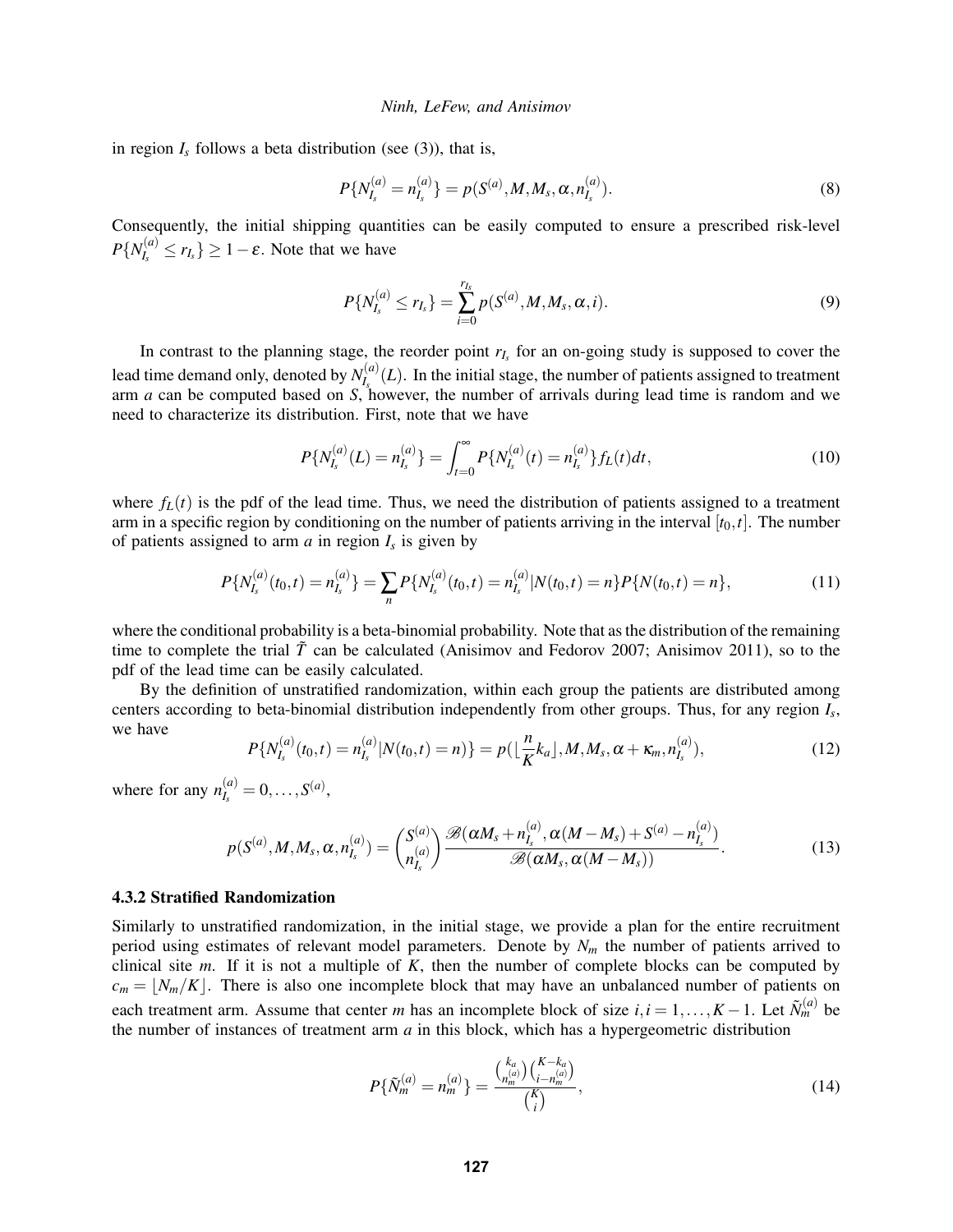in region $I_s$ follows a beta distribution (see (3)), that is,

$$P\{N_{I_s}^{(a)} = n_{I_s}^{(a)}\} = p(S^{(a)}, M, M_s, \alpha, n_{I_s}^{(a)}). \tag{8}$$

Consequently, the initial shipping quantities can be easily computed to ensure a prescribed risk-level $P\{N_{I_s}^{(a)} \leq r_{I_s}\} \geq 1 - \varepsilon$. Note that we have

$$P\{N_{I_s}^{(a)} \leq r_{I_s}\} = \sum_{i=0}^{r_{I_s}} p(S^{(a)}, M, M_s, \alpha, i). \tag{9}$$

In contrast to the planning stage, the reorder point $r_{I_s}$ for an on-going study is supposed to cover the lead time demand only, denoted by $N_{I_s}^{(a)}(L)$. In the initial stage, the number of patients assigned to treatment arm $a$ can be computed based on $S$, however, the number of arrivals during lead time is random and we need to characterize its distribution. First, note that we have

$$P\{N_{I_s}^{(a)}(L) = n_{I_s}^{(a)}\} = \int_{t=0}^{\infty} P\{N_{I_s}^{(a)}(t) = n_{I_s}^{(a)}\} f_L(t) dt, \tag{10}$$

where $f_L(t)$ is the pdf of the lead time. Thus, we need the distribution of patients assigned to a treatment arm in a specific region by conditioning on the number of patients arriving in the interval $[t_0, t]$. The number of patients assigned to arm $a$ in region $I_s$ is given by

$$P\{N_{I_s}^{(a)}(t_0, t) = n_{I_s}^{(a)}\} = \sum_n P\{N_{I_s}^{(a)}(t_0, t) = n_{I_s}^{(a)} | N(t_0, t) = n\} P\{N(t_0, t) = n\}, \tag{11}$$

where the conditional probability is a beta-binomial probability. Note that as the distribution of the remaining time to complete the trial $\tilde{T}$ can be calculated (Anisimov and Fedorov 2007; Anisimov 2011), so to the pdf of the lead time can be easily calculated.

By the definition of unstratified randomization, within each group the patients are distributed among centers according to beta-binomial distribution independently from other groups. Thus, for any region $I_s$, we have

$$P\{N_{I_s}^{(a)}(t_0, t) = n_{I_s}^{(a)} | N(t_0, t) = n\} = p(\lfloor \frac{n}{K} k_a \rfloor, M, M_s, \alpha + \kappa_m, n_{I_s}^{(a)}), \tag{12}$$

where for any $n_{I_s}^{(a)} = 0, \ldots, S^{(a)}$,

$$p(S^{(a)}, M, M_s, \alpha, n_{I_s}^{(a)}) = \binom{S^{(a)}}{n_{I_s}^{(a)}} \frac{\mathscr{B}(\alpha M_s + n_{I_s}^{(a)}, \alpha(M - M_s) + S^{(a)} - n_{I_s}^{(a)})}{\mathscr{B}(\alpha M_s, \alpha(M - M_s))}. \tag{13}$$

### 4.3.2 Stratified Randomization

Similarly to unstratified randomization, in the initial stage, we provide a plan for the entire recruitment period using estimates of relevant model parameters. Denote by $N_m$ the number of patients arrived to clinical site $m$. If it is not a multiple of $K$, then the number of complete blocks can be computed by $c_m = \lfloor N_m / K \rfloor$. There is also one incomplete block that may have an unbalanced number of patients on each treatment arm. Assume that center $m$ has an incomplete block of size $i, i = 1, \ldots, K-1$. Let $\tilde{N}_m^{(a)}$ be the number of instances of treatment arm $a$ in this block, which has a hypergeometric distribution

$$P\{\tilde{N}_m^{(a)} = n_m^{(a)}\} = \frac{\binom{k_a}{n_m^{(a)}} \binom{K - k_a}{i - n_m^{(a)}}}{\binom{K}{i}}, \tag{14}$$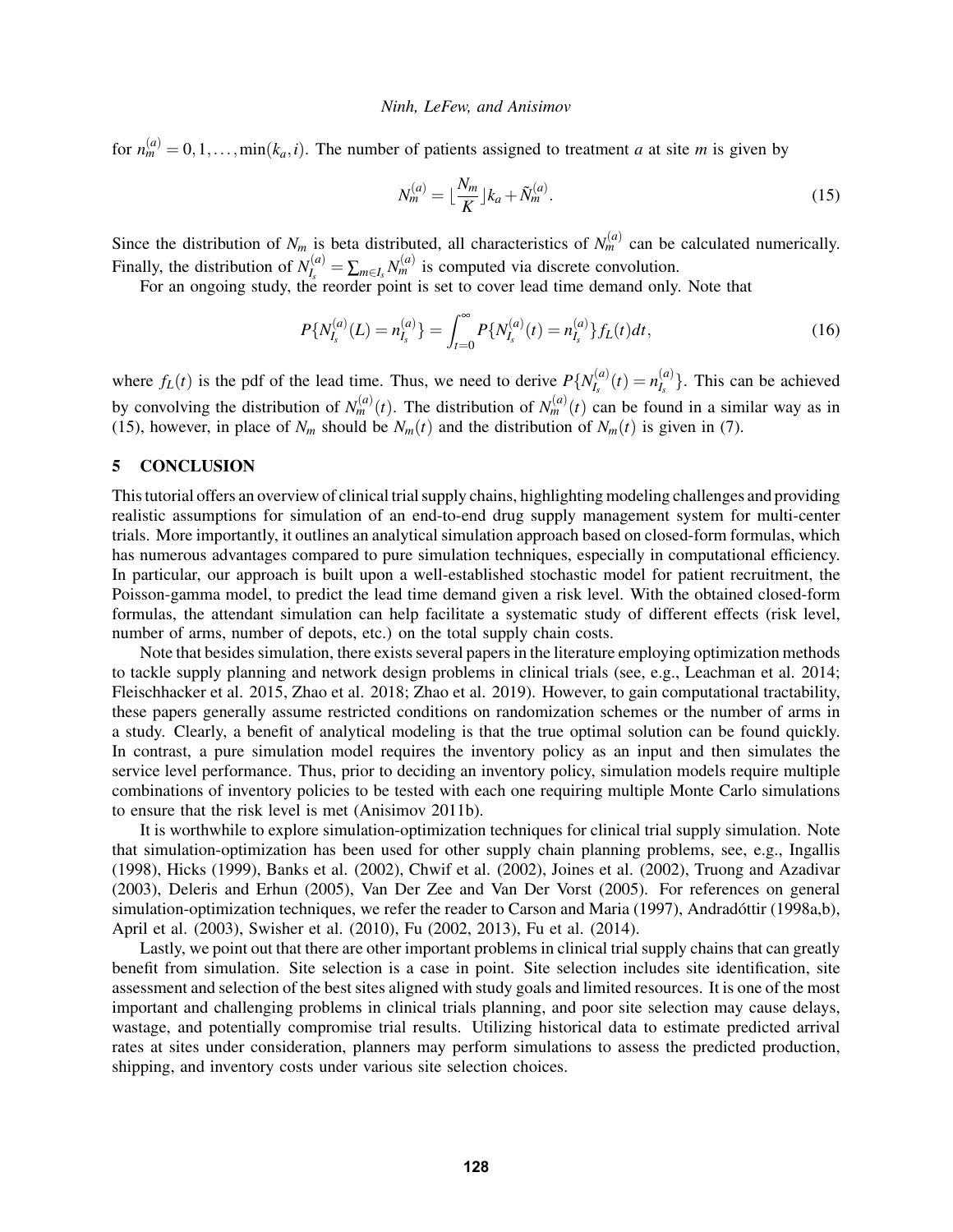for $n_m^{(a)} = 0, 1, \ldots, \min(k_a, i)$. The number of patients assigned to treatment $a$ at site $m$ is given by

$$N_m^{(a)} = \lfloor \frac{N_m}{K} \rfloor k_a + \tilde{N}_m^{(a)}. \tag{15}$$

Since the distribution of $N_m$ is beta distributed, all characteristics of $N_m^{(a)}$ can be calculated numerically. Finally, the distribution of $N_{I_s}^{(a)} = \sum_{m \in I_s} N_m^{(a)}$ is computed via discrete convolution.

For an ongoing study, the reorder point is set to cover lead time demand only. Note that

$$P\{N_{I_s}^{(a)}(L) = n_{I_s}^{(a)}\} = \int_{t=0}^{\infty} P\{N_{I_s}^{(a)}(t) = n_{I_s}^{(a)}\} f_L(t) dt, \tag{16}$$

where $f_L(t)$ is the pdf of the lead time. Thus, we need to derive $P\{N_{I_s}^{(a)}(t) = n_{I_s}^{(a)}\}$. This can be achieved by convolving the distribution of $N_m^{(a)}(t)$. The distribution of $N_m^{(a)}(t)$ can be found in a similar way as in (15), however, in place of $N_m$ should be $N_m(t)$ and the distribution of $N_m(t)$ is given in (7).

## 5 CONCLUSION

This tutorial offers an overview of clinical trial supply chains, highlighting modeling challenges and providing realistic assumptions for simulation of an end-to-end drug supply management system for multi-center trials. More importantly, it outlines an analytical simulation approach based on closed-form formulas, which has numerous advantages compared to pure simulation techniques, especially in computational efficiency. In particular, our approach is built upon a well-established stochastic model for patient recruitment, the Poisson-gamma model, to predict the lead time demand given a risk level. With the obtained closed-form formulas, the attendant simulation can help facilitate a systematic study of different effects (risk level, number of arms, number of depots, etc.) on the total supply chain costs.

Note that besides simulation, there exists several papers in the literature employing optimization methods to tackle supply planning and network design problems in clinical trials (see, e.g., Leachman et al. 2014; Fleischhacker et al. 2015, Zhao et al. 2018; Zhao et al. 2019). However, to gain computational tractability, these papers generally assume restricted conditions on randomization schemes or the number of arms in a study. Clearly, a benefit of analytical modeling is that the true optimal solution can be found quickly. In contrast, a pure simulation model requires the inventory policy as an input and then simulates the service level performance. Thus, prior to deciding an inventory policy, simulation models require multiple combinations of inventory policies to be tested with each one requiring multiple Monte Carlo simulations to ensure that the risk level is met (Anisimov 2011b).

It is worthwhile to explore simulation-optimization techniques for clinical trial supply simulation. Note that simulation-optimization has been used for other supply chain planning problems, see, e.g., Ingallis (1998), Hicks (1999), Banks et al. (2002), Chwif et al. (2002), Joines et al. (2002), Truong and Azadivar (2003), Deleris and Erhun (2005), Van Der Zee and Van Der Vorst (2005). For references on general simulation-optimization techniques, we refer the reader to Carson and Maria (1997), Andradóttir (1998a,b), April et al. (2003), Swisher et al. (2010), Fu (2002, 2013), Fu et al. (2014).

Lastly, we point out that there are other important problems in clinical trial supply chains that can greatly benefit from simulation. Site selection is a case in point. Site selection includes site identification, site assessment and selection of the best sites aligned with study goals and limited resources. It is one of the most important and challenging problems in clinical trials planning, and poor site selection may cause delays, wastage, and potentially compromise trial results. Utilizing historical data to estimate predicted arrival rates at sites under consideration, planners may perform simulations to assess the predicted production, shipping, and inventory costs under various site selection choices.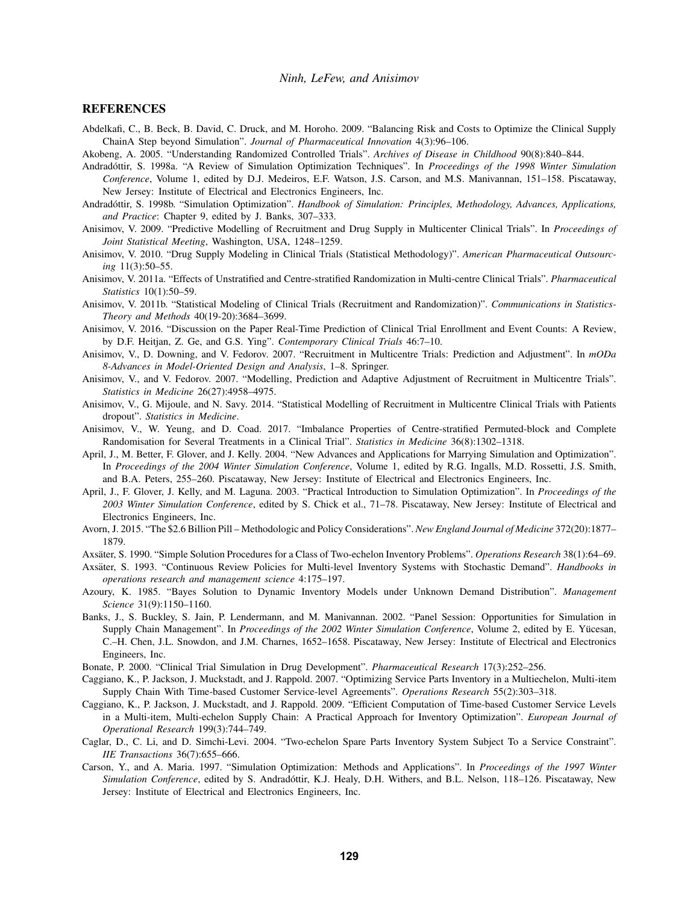## REFERENCES

Abdelkafi, C., B. Beck, B. David, C. Druck, and M. Horoho. 2009. "Balancing Risk and Costs to Optimize the Clinical Supply ChainA Step beyond Simulation". *Journal of Pharmaceutical Innovation* 4(3):96–106.

Akobeng, A. 2005. "Understanding Randomized Controlled Trials". *Archives of Disease in Childhood* 90(8):840–844.

Andradóttir, S. 1998a. "A Review of Simulation Optimization Techniques". In *Proceedings of the 1998 Winter Simulation Conference*, Volume 1, edited by D.J. Medeiros, E.F. Watson, J.S. Carson, and M.S. Manivannan, 151–158. Piscataway, New Jersey: Institute of Electrical and Electronics Engineers, Inc.

Andradóttir, S. 1998b. "Simulation Optimization". *Handbook of Simulation: Principles, Methodology, Advances, Applications, and Practice*: Chapter 9, edited by J. Banks, 307–333.

Anisimov, V. 2009. "Predictive Modelling of Recruitment and Drug Supply in Multicenter Clinical Trials". In *Proceedings of Joint Statistical Meeting*, Washington, USA, 1248–1259.

Anisimov, V. 2010. "Drug Supply Modeling in Clinical Trials (Statistical Methodology)". *American Pharmaceutical Outsourcing* 11(3):50–55.

Anisimov, V. 2011a. "Effects of Unstratified and Centre-stratified Randomization in Multi-centre Clinical Trials". *Pharmaceutical Statistics* 10(1):50–59.

Anisimov, V. 2011b. "Statistical Modeling of Clinical Trials (Recruitment and Randomization)". *Communications in Statistics-Theory and Methods* 40(19-20):3684–3699.

Anisimov, V. 2016. "Discussion on the Paper Real-Time Prediction of Clinical Trial Enrollment and Event Counts: A Review, by D.F. Heitjan, Z. Ge, and G.S. Ying". *Contemporary Clinical Trials* 46:7–10.

Anisimov, V., D. Downing, and V. Fedorov. 2007. "Recruitment in Multicentre Trials: Prediction and Adjustment". In *mODa 8-Advances in Model-Oriented Design and Analysis*, 1–8. Springer.

Anisimov, V., and V. Fedorov. 2007. "Modelling, Prediction and Adaptive Adjustment of Recruitment in Multicentre Trials". *Statistics in Medicine* 26(27):4958–4975.

Anisimov, V., G. Mijoule, and N. Savy. 2014. "Statistical Modelling of Recruitment in Multicentre Clinical Trials with Patients dropout". *Statistics in Medicine*.

Anisimov, V., W. Yeung, and D. Coad. 2017. "Imbalance Properties of Centre-stratified Permuted-block and Complete Randomisation for Several Treatments in a Clinical Trial". *Statistics in Medicine* 36(8):1302–1318.

April, J., M. Better, F. Glover, and J. Kelly. 2004. "New Advances and Applications for Marrying Simulation and Optimization". In *Proceedings of the 2004 Winter Simulation Conference*, Volume 1, edited by R.G. Ingalls, M.D. Rossetti, J.S. Smith, and B.A. Peters, 255–260. Piscataway, New Jersey: Institute of Electrical and Electronics Engineers, Inc.

April, J., F. Glover, J. Kelly, and M. Laguna. 2003. "Practical Introduction to Simulation Optimization". In *Proceedings of the 2003 Winter Simulation Conference*, edited by S. Chick et al., 71–78. Piscataway, New Jersey: Institute of Electrical and Electronics Engineers, Inc.

Avorn, J. 2015. "The $2.6 Billion Pill – Methodologic and Policy Considerations". *New England Journal of Medicine* 372(20):1877–1879.

Axsäter, S. 1990. "Simple Solution Procedures for a Class of Two-echelon Inventory Problems". *Operations Research* 38(1):64–69.

Axsäter, S. 1993. "Continuous Review Policies for Multi-level Inventory Systems with Stochastic Demand". *Handbooks in operations research and management science* 4:175–197.

Azoury, K. 1985. "Bayes Solution to Dynamic Inventory Models under Unknown Demand Distribution". *Management Science* 31(9):1150–1160.

Banks, J., S. Buckley, S. Jain, P. Lendermann, and M. Manivannan. 2002. "Panel Session: Opportunities for Simulation in Supply Chain Management". In *Proceedings of the 2002 Winter Simulation Conference*, Volume 2, edited by E. Yücesan, C.–H. Chen, J.L. Snowdon, and J.M. Charnes, 1652–1658. Piscataway, New Jersey: Institute of Electrical and Electronics Engineers, Inc.

Bonate, P. 2000. "Clinical Trial Simulation in Drug Development". *Pharmaceutical Research* 17(3):252–256.

Caggiano, K., P. Jackson, J. Muckstadt, and J. Rappold. 2007. "Optimizing Service Parts Inventory in a Multiechelon, Multi-item Supply Chain With Time-based Customer Service-level Agreements". *Operations Research* 55(2):303–318.

Caggiano, K., P. Jackson, J. Muckstadt, and J. Rappold. 2009. "Efficient Computation of Time-based Customer Service Levels in a Multi-item, Multi-echelon Supply Chain: A Practical Approach for Inventory Optimization". *European Journal of Operational Research* 199(3):744–749.

Caglar, D., C. Li, and D. Simchi-Levi. 2004. "Two-echelon Spare Parts Inventory System Subject To a Service Constraint". *IIE Transactions* 36(7):655–666.

Carson, Y., and A. Maria. 1997. "Simulation Optimization: Methods and Applications". In *Proceedings of the 1997 Winter Simulation Conference*, edited by S. Andradóttir, K.J. Healy, D.H. Withers, and B.L. Nelson, 118–126. Piscataway, New Jersey: Institute of Electrical and Electronics Engineers, Inc.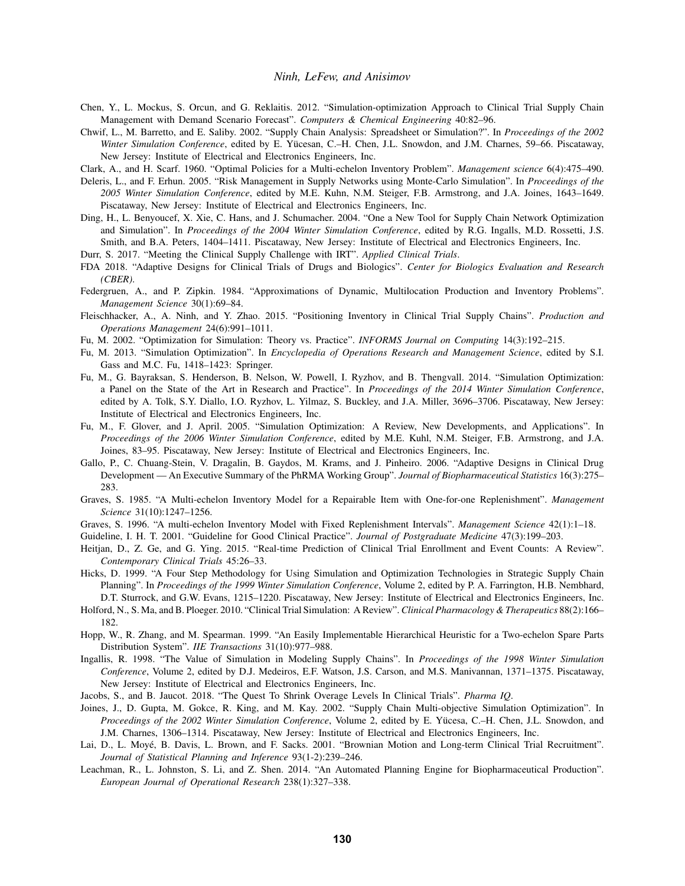Chen, Y., L. Mockus, S. Orcun, and G. Reklaitis. 2012. "Simulation-optimization Approach to Clinical Trial Supply Chain Management with Demand Scenario Forecast". *Computers & Chemical Engineering* 40:82–96.

Chwif, L., M. Barretto, and E. Saliby. 2002. "Supply Chain Analysis: Spreadsheet or Simulation?". In *Proceedings of the 2002 Winter Simulation Conference*, edited by E. Yücesan, C.–H. Chen, J.L. Snowdon, and J.M. Charnes, 59–66. Piscataway, New Jersey: Institute of Electrical and Electronics Engineers, Inc.

Clark, A., and H. Scarf. 1960. "Optimal Policies for a Multi-echelon Inventory Problem". *Management science* 6(4):475–490.

Deleris, L., and F. Erhun. 2005. "Risk Management in Supply Networks using Monte-Carlo Simulation". In *Proceedings of the 2005 Winter Simulation Conference*, edited by M.E. Kuhn, N.M. Steiger, F.B. Armstrong, and J.A. Joines, 1643–1649. Piscataway, New Jersey: Institute of Electrical and Electronics Engineers, Inc.

Ding, H., L. Benyoucef, X. Xie, C. Hans, and J. Schumacher. 2004. "One a New Tool for Supply Chain Network Optimization and Simulation". In *Proceedings of the 2004 Winter Simulation Conference*, edited by R.G. Ingalls, M.D. Rossetti, J.S. Smith, and B.A. Peters, 1404–1411. Piscataway, New Jersey: Institute of Electrical and Electronics Engineers, Inc.

Durr, S. 2017. "Meeting the Clinical Supply Challenge with IRT". *Applied Clinical Trials*.

FDA 2018. "Adaptive Designs for Clinical Trials of Drugs and Biologics". *Center for Biologics Evaluation and Research (CBER)*.

Federgruen, A., and P. Zipkin. 1984. "Approximations of Dynamic, Multilocation Production and Inventory Problems". *Management Science* 30(1):69–84.

Fleischhacker, A., A. Ninh, and Y. Zhao. 2015. "Positioning Inventory in Clinical Trial Supply Chains". *Production and Operations Management* 24(6):991–1011.

Fu, M. 2002. "Optimization for Simulation: Theory vs. Practice". *INFORMS Journal on Computing* 14(3):192–215.

Fu, M. 2013. "Simulation Optimization". In *Encyclopedia of Operations Research and Management Science*, edited by S.I. Gass and M.C. Fu, 1418–1423: Springer.

Fu, M., G. Bayraksan, S. Henderson, B. Nelson, W. Powell, I. Ryzhov, and B. Thengvall. 2014. "Simulation Optimization: a Panel on the State of the Art in Research and Practice". In *Proceedings of the 2014 Winter Simulation Conference*, edited by A. Tolk, S.Y. Diallo, I.O. Ryzhov, L. Yilmaz, S. Buckley, and J.A. Miller, 3696–3706. Piscataway, New Jersey: Institute of Electrical and Electronics Engineers, Inc.

Fu, M., F. Glover, and J. April. 2005. "Simulation Optimization: A Review, New Developments, and Applications". In *Proceedings of the 2006 Winter Simulation Conference*, edited by M.E. Kuhl, N.M. Steiger, F.B. Armstrong, and J.A. Joines, 83–95. Piscataway, New Jersey: Institute of Electrical and Electronics Engineers, Inc.

Gallo, P., C. Chuang-Stein, V. Dragalin, B. Gaydos, M. Krams, and J. Pinheiro. 2006. "Adaptive Designs in Clinical Drug Development — An Executive Summary of the PhRMA Working Group". *Journal of Biopharmaceutical Statistics* 16(3):275–283.

Graves, S. 1985. "A Multi-echelon Inventory Model for a Repairable Item with One-for-one Replenishment". *Management Science* 31(10):1247–1256.

Graves, S. 1996. "A multi-echelon Inventory Model with Fixed Replenishment Intervals". *Management Science* 42(1):1–18.

Guideline, I. H. T. 2001. "Guideline for Good Clinical Practice". *Journal of Postgraduate Medicine* 47(3):199–203.

Heitjan, D., Z. Ge, and G. Ying. 2015. "Real-time Prediction of Clinical Trial Enrollment and Event Counts: A Review". *Contemporary Clinical Trials* 45:26–33.

Hicks, D. 1999. "A Four Step Methodology for Using Simulation and Optimization Technologies in Strategic Supply Chain Planning". In *Proceedings of the 1999 Winter Simulation Conference*, Volume 2, edited by P. A. Farrington, H.B. Nembhard, D.T. Sturrock, and G.W. Evans, 1215–1220. Piscataway, New Jersey: Institute of Electrical and Electronics Engineers, Inc.

Holford, N., S. Ma, and B. Ploeger. 2010. "Clinical Trial Simulation: A Review". *Clinical Pharmacology & Therapeutics* 88(2):166–182.

Hopp, W., R. Zhang, and M. Spearman. 1999. "An Easily Implementable Hierarchical Heuristic for a Two-echelon Spare Parts Distribution System". *IIE Transactions* 31(10):977–988.

Ingallis, R. 1998. "The Value of Simulation in Modeling Supply Chains". In *Proceedings of the 1998 Winter Simulation Conference*, Volume 2, edited by D.J. Medeiros, E.F. Watson, J.S. Carson, and M.S. Manivannan, 1371–1375. Piscataway, New Jersey: Institute of Electrical and Electronics Engineers, Inc.

Jacobs, S., and B. Jaucot. 2018. "The Quest To Shrink Overage Levels In Clinical Trials". *Pharma IQ*.

Joines, J., D. Gupta, M. Gokce, R. King, and M. Kay. 2002. "Supply Chain Multi-objective Simulation Optimization". In *Proceedings of the 2002 Winter Simulation Conference*, Volume 2, edited by E. Yücesa, C.–H. Chen, J.L. Snowdon, and J.M. Charnes, 1306–1314. Piscataway, New Jersey: Institute of Electrical and Electronics Engineers, Inc.

Lai, D., L. Moyé, B. Davis, L. Brown, and F. Sacks. 2001. "Brownian Motion and Long-term Clinical Trial Recruitment". *Journal of Statistical Planning and Inference* 93(1-2):239–246.

Leachman, R., L. Johnston, S. Li, and Z. Shen. 2014. "An Automated Planning Engine for Biopharmaceutical Production". *European Journal of Operational Research* 238(1):327–338.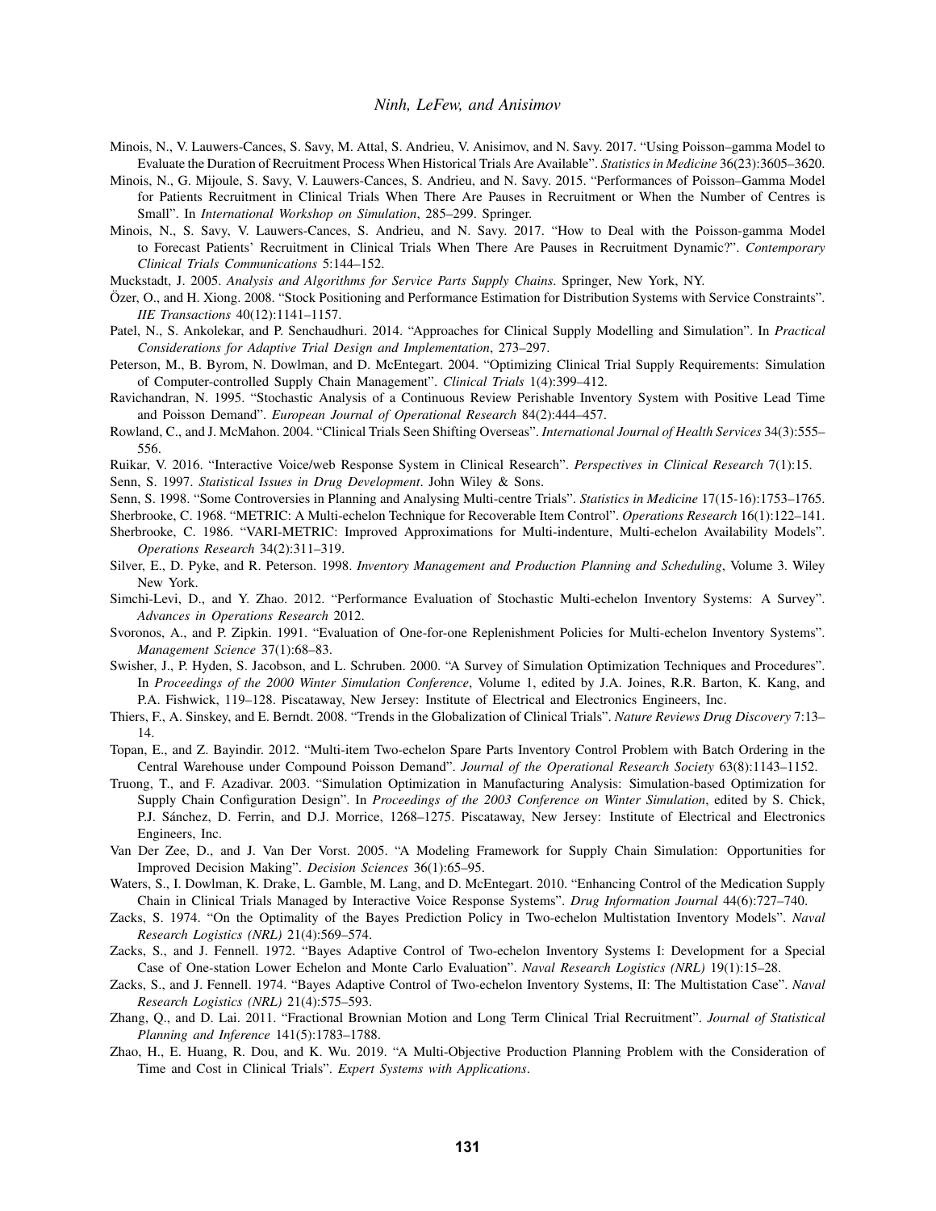Minois, N., V. Lauwers-Cances, S. Savy, M. Attal, S. Andrieu, V. Anisimov, and N. Savy. 2017. "Using Poisson–gamma Model to Evaluate the Duration of Recruitment Process When Historical Trials Are Available". *Statistics in Medicine* 36(23):3605–3620.

Minois, N., G. Mijoule, S. Savy, V. Lauwers-Cances, S. Andrieu, and N. Savy. 2015. "Performances of Poisson–Gamma Model for Patients Recruitment in Clinical Trials When There Are Pauses in Recruitment or When the Number of Centres is Small". In *International Workshop on Simulation*, 285–299. Springer.

Minois, N., S. Savy, V. Lauwers-Cances, S. Andrieu, and N. Savy. 2017. "How to Deal with the Poisson-gamma Model to Forecast Patients' Recruitment in Clinical Trials When There Are Pauses in Recruitment Dynamic?". *Contemporary Clinical Trials Communications* 5:144–152.

Muckstadt, J. 2005. *Analysis and Algorithms for Service Parts Supply Chains*. Springer, New York, NY.

Özer, O., and H. Xiong. 2008. "Stock Positioning and Performance Estimation for Distribution Systems with Service Constraints". *IIE Transactions* 40(12):1141–1157.

Patel, N., S. Ankolekar, and P. Senchaudhuri. 2014. "Approaches for Clinical Supply Modelling and Simulation". In *Practical Considerations for Adaptive Trial Design and Implementation*, 273–297.

Peterson, M., B. Byrom, N. Dowlman, and D. McEntegart. 2004. "Optimizing Clinical Trial Supply Requirements: Simulation of Computer-controlled Supply Chain Management". *Clinical Trials* 1(4):399–412.

Ravichandran, N. 1995. "Stochastic Analysis of a Continuous Review Perishable Inventory System with Positive Lead Time and Poisson Demand". *European Journal of Operational Research* 84(2):444–457.

Rowland, C., and J. McMahon. 2004. "Clinical Trials Seen Shifting Overseas". *International Journal of Health Services* 34(3):555–556.

Ruikar, V. 2016. "Interactive Voice/web Response System in Clinical Research". *Perspectives in Clinical Research* 7(1):15.

Senn, S. 1997. *Statistical Issues in Drug Development*. John Wiley & Sons.

Senn, S. 1998. "Some Controversies in Planning and Analysing Multi-centre Trials". *Statistics in Medicine* 17(15-16):1753–1765.

Sherbrooke, C. 1968. "METRIC: A Multi-echelon Technique for Recoverable Item Control". *Operations Research* 16(1):122–141.

Sherbrooke, C. 1986. "VARI-METRIC: Improved Approximations for Multi-indenture, Multi-echelon Availability Models". *Operations Research* 34(2):311–319.

Silver, E., D. Pyke, and R. Peterson. 1998. *Inventory Management and Production Planning and Scheduling*, Volume 3. Wiley New York.

Simchi-Levi, D., and Y. Zhao. 2012. "Performance Evaluation of Stochastic Multi-echelon Inventory Systems: A Survey". *Advances in Operations Research* 2012.

Svoronos, A., and P. Zipkin. 1991. "Evaluation of One-for-one Replenishment Policies for Multi-echelon Inventory Systems". *Management Science* 37(1):68–83.

Swisher, J., P. Hyden, S. Jacobson, and L. Schruben. 2000. "A Survey of Simulation Optimization Techniques and Procedures". In *Proceedings of the 2000 Winter Simulation Conference*, Volume 1, edited by J.A. Joines, R.R. Barton, K. Kang, and P.A. Fishwick, 119–128. Piscataway, New Jersey: Institute of Electrical and Electronics Engineers, Inc.

Thiers, F., A. Sinskey, and E. Berndt. 2008. "Trends in the Globalization of Clinical Trials". *Nature Reviews Drug Discovery* 7:13–14.

Topan, E., and Z. Bayindir. 2012. "Multi-item Two-echelon Spare Parts Inventory Control Problem with Batch Ordering in the Central Warehouse under Compound Poisson Demand". *Journal of the Operational Research Society* 63(8):1143–1152.

Truong, T., and F. Azadivar. 2003. "Simulation Optimization in Manufacturing Analysis: Simulation-based Optimization for Supply Chain Configuration Design". In *Proceedings of the 2003 Conference on Winter Simulation*, edited by S. Chick, P.J. Sánchez, D. Ferrin, and D.J. Morrice, 1268–1275. Piscataway, New Jersey: Institute of Electrical and Electronics Engineers, Inc.

Van Der Zee, D., and J. Van Der Vorst. 2005. "A Modeling Framework for Supply Chain Simulation: Opportunities for Improved Decision Making". *Decision Sciences* 36(1):65–95.

Waters, S., I. Dowlman, K. Drake, L. Gamble, M. Lang, and D. McEntegart. 2010. "Enhancing Control of the Medication Supply Chain in Clinical Trials Managed by Interactive Voice Response Systems". *Drug Information Journal* 44(6):727–740.

Zacks, S. 1974. "On the Optimality of the Bayes Prediction Policy in Two-echelon Multistation Inventory Models". *Naval Research Logistics (NRL)* 21(4):569–574.

Zacks, S., and J. Fennell. 1972. "Bayes Adaptive Control of Two-echelon Inventory Systems I: Development for a Special Case of One-station Lower Echelon and Monte Carlo Evaluation". *Naval Research Logistics (NRL)* 19(1):15–28.

Zacks, S., and J. Fennell. 1974. "Bayes Adaptive Control of Two-echelon Inventory Systems, II: The Multistation Case". *Naval Research Logistics (NRL)* 21(4):575–593.

Zhang, Q., and D. Lai. 2011. "Fractional Brownian Motion and Long Term Clinical Trial Recruitment". *Journal of Statistical Planning and Inference* 141(5):1783–1788.

Zhao, H., E. Huang, R. Dou, and K. Wu. 2019. "A Multi-Objective Production Planning Problem with the Consideration of Time and Cost in Clinical Trials". *Expert Systems with Applications*.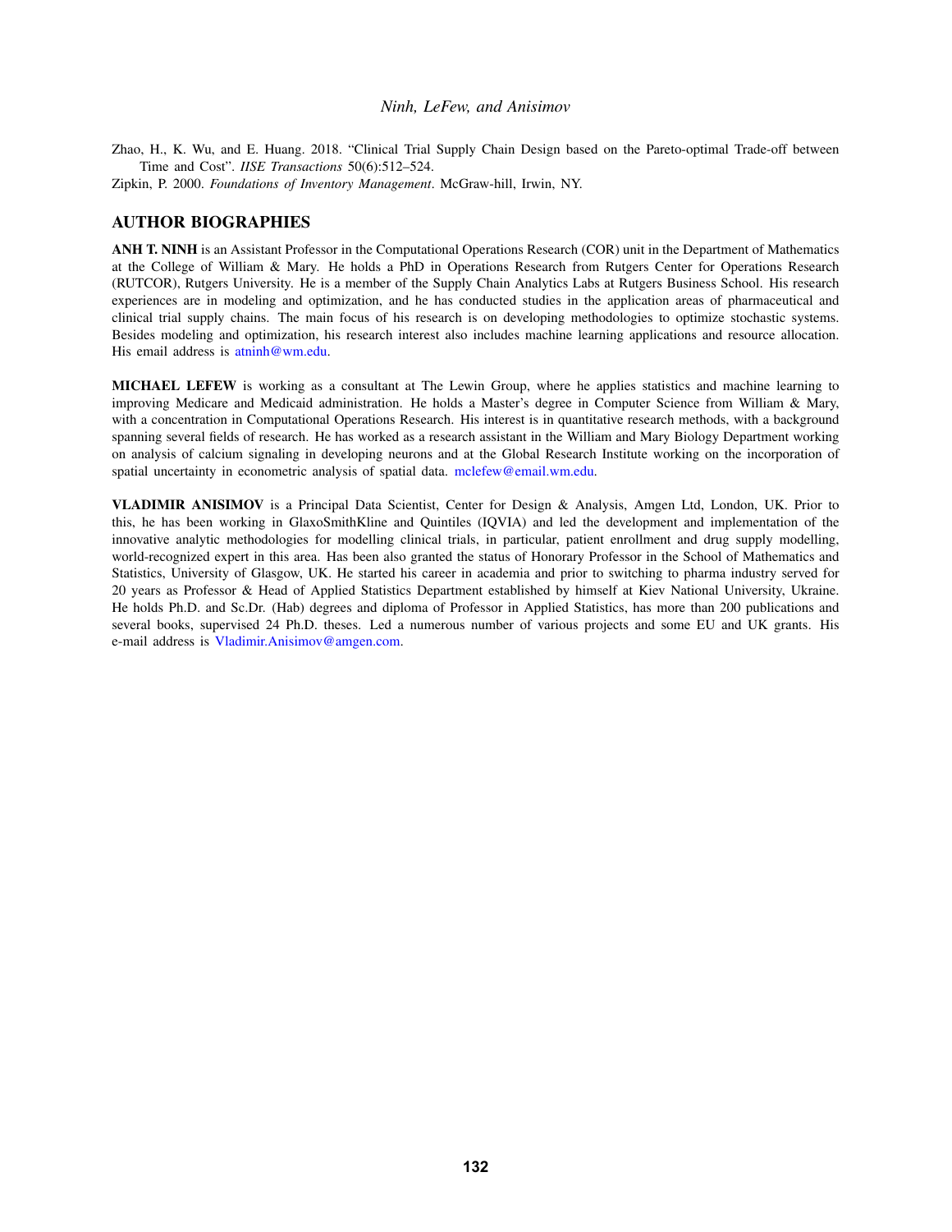Zhao, H., K. Wu, and E. Huang. 2018. "Clinical Trial Supply Chain Design based on the Pareto-optimal Trade-off between Time and Cost". *IISE Transactions* 50(6):512–524.

Zipkin, P. 2000. *Foundations of Inventory Management*. McGraw-hill, Irwin, NY.

## AUTHOR BIOGRAPHIES

**ANH T. NINH** is an Assistant Professor in the Computational Operations Research (COR) unit in the Department of Mathematics at the College of William & Mary. He holds a PhD in Operations Research from Rutgers Center for Operations Research (RUTCOR), Rutgers University. He is a member of the Supply Chain Analytics Labs at Rutgers Business School. His research experiences are in modeling and optimization, and he has conducted studies in the application areas of pharmaceutical and clinical trial supply chains. The main focus of his research is on developing methodologies to optimize stochastic systems. Besides modeling and optimization, his research interest also includes machine learning applications and resource allocation. His email address is atninh@wm.edu.

**MICHAEL LEFEW** is working as a consultant at The Lewin Group, where he applies statistics and machine learning to improving Medicare and Medicaid administration. He holds a Master's degree in Computer Science from William & Mary, with a concentration in Computational Operations Research. His interest is in quantitative research methods, with a background spanning several fields of research. He has worked as a research assistant in the William and Mary Biology Department working on analysis of calcium signaling in developing neurons and at the Global Research Institute working on the incorporation of spatial uncertainty in econometric analysis of spatial data. mclefew@email.wm.edu.

**VLADIMIR ANISIMOV** is a Principal Data Scientist, Center for Design & Analysis, Amgen Ltd, London, UK. Prior to this, he has been working in GlaxoSmithKline and Quintiles (IQVIA) and led the development and implementation of the innovative analytic methodologies for modelling clinical trials, in particular, patient enrollment and drug supply modelling, world-recognized expert in this area. Has been also granted the status of Honorary Professor in the School of Mathematics and Statistics, University of Glasgow, UK. He started his career in academia and prior to switching to pharma industry served for 20 years as Professor & Head of Applied Statistics Department established by himself at Kiev National University, Ukraine. He holds Ph.D. and Sc.Dr. (Hab) degrees and diploma of Professor in Applied Statistics, has more than 200 publications and several books, supervised 24 Ph.D. theses. Led a numerous number of various projects and some EU and UK grants. His e-mail address is Vladimir.Anisimov@amgen.com.